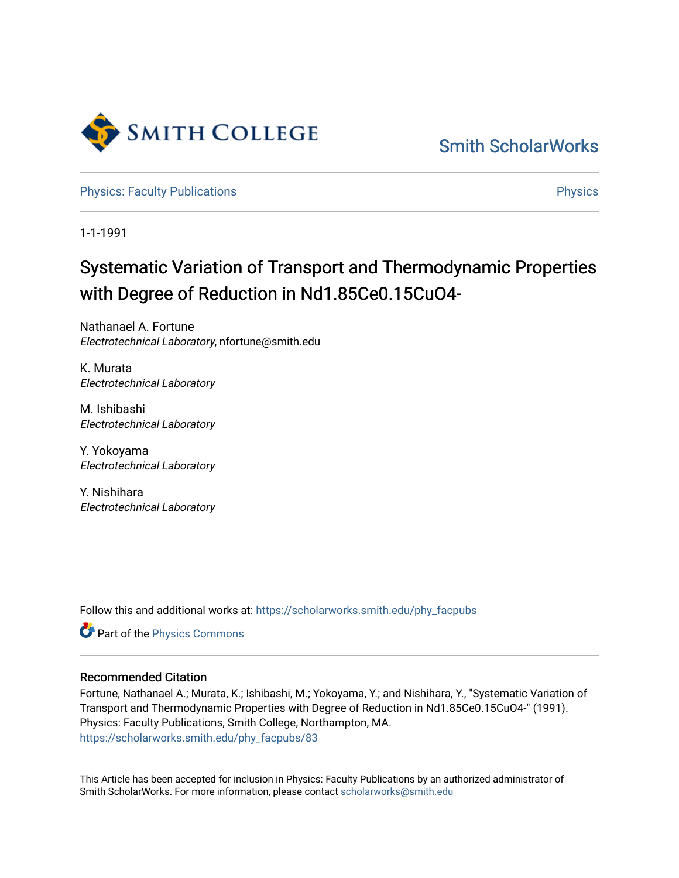Smith College

Smith ScholarWorks

Physics: Faculty Publications | Physics

1-1-1991

# Systematic Variation of Transport and Thermodynamic Properties with Degree of Reduction in $Nd_{1.85}Ce_{0.15}CuO_{4-}$

Nathanael A. Fortune
*Electrotechnical Laboratory*, nfortune@smith.edu

K. Murata
*Electrotechnical Laboratory*

M. Ishibashi
*Electrotechnical Laboratory*

Y. Yokoyama
*Electrotechnical Laboratory*

Y. Nishihara
*Electrotechnical Laboratory*

Follow this and additional works at: https://scholarworks.smith.edu/phy_facpubs

Part of the Physics Commons

### Recommended Citation

Fortune, Nathanael A.; Murata, K.; Ishibashi, M.; Yokoyama, Y.; and Nishihara, Y., "Systematic Variation of Transport and Thermodynamic Properties with Degree of Reduction in Nd1.85Ce0.15CuO4-" (1991). Physics: Faculty Publications, Smith College, Northampton, MA.
https://scholarworks.smith.edu/phy_facpubs/83

This Article has been accepted for inclusion in Physics: Faculty Publications by an authorized administrator of Smith ScholarWorks. For more information, please contact scholarworks@smith.edu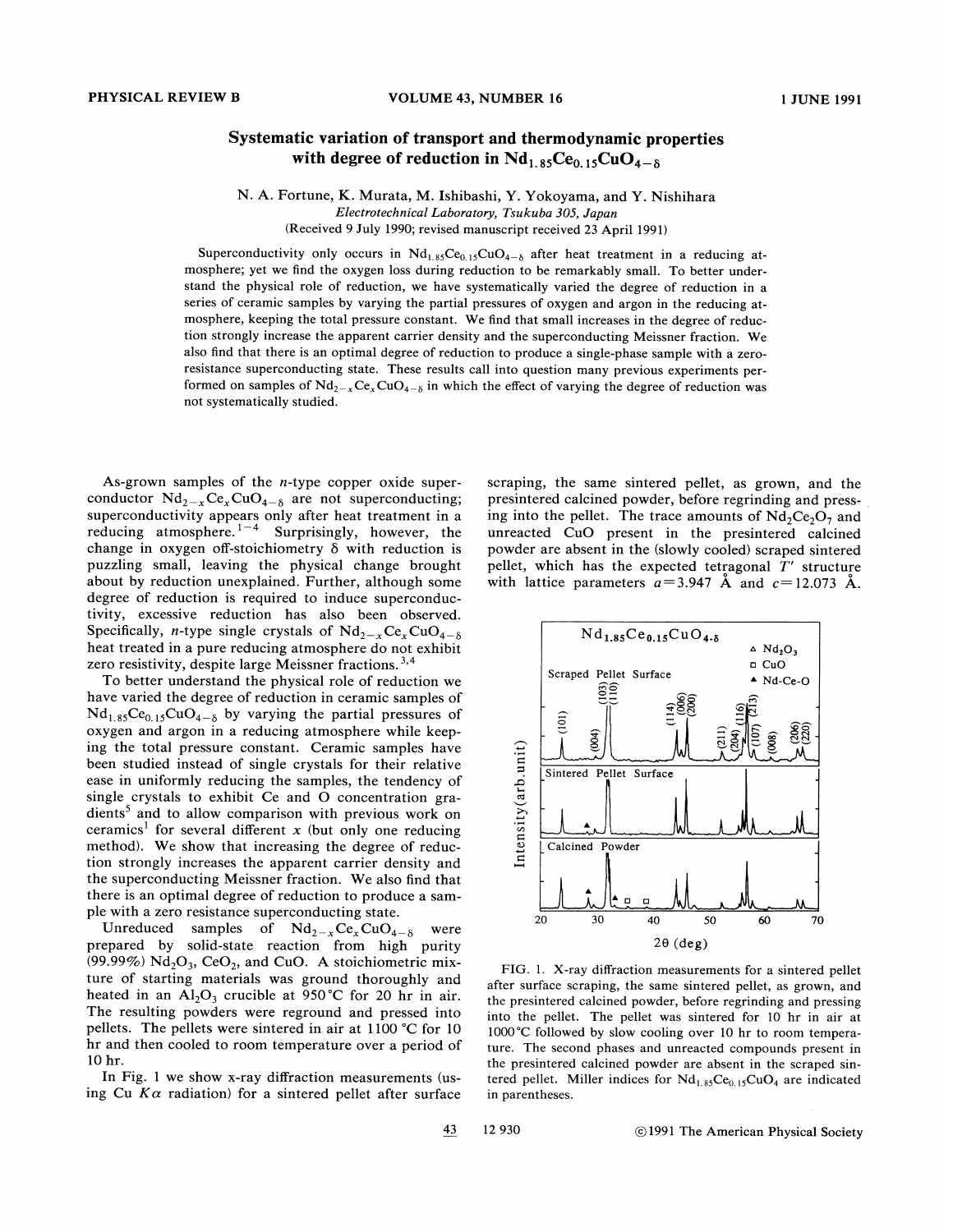# Systematic variation of transport and thermodynamic properties with degree of reduction in $Nd_{1.85}Ce_{0.15}CuO_{4-\delta}$

N. A. Fortune, K. Murata, M. Ishibashi, Y. Yokoyama, and Y. Nishihara

*Electrotechnical Laboratory, Tsukuba 305, Japan*

(Received 9 July 1990; revised manuscript received 23 April 1991)

Superconductivity only occurs in $Nd_{1.85}Ce_{0.15}CuO_{4-\delta}$ after heat treatment in a reducing atmosphere; yet we find the oxygen loss during reduction to be remarkably small. To better understand the physical role of reduction, we have systematically varied the degree of reduction in a series of ceramic samples by varying the partial pressures of oxygen and argon in the reducing atmosphere, keeping the total pressure constant. We find that small increases in the degree of reduction strongly increase the apparent carrier density and the superconducting Meissner fraction. We also find that there is an optimal degree of reduction to produce a single-phase sample with a zero-resistance superconducting state. These results call into question many previous experiments performed on samples of $Nd_{2-x}Ce_xCuO_{4-\delta}$ in which the effect of varying the degree of reduction was not systematically studied.

As-grown samples of the $n$-type copper oxide superconductor $Nd_{2-x}Ce_xCuO_{4-\delta}$ are not superconducting; superconductivity appears only after heat treatment in a reducing atmosphere.[1-4] Surprisingly, however, the change in oxygen off-stoichiometry $\delta$ with reduction is puzzling small, leaving the physical change brought about by reduction unexplained. Further, although some degree of reduction is required to induce superconductivity, excessive reduction has also been observed. Specifically, $n$-type single crystals of $Nd_{2-x}Ce_xCuO_{4-\delta}$ heat treated in a pure reducing atmosphere do not exhibit zero resistivity, despite large Meissner fractions.[3,4]

To better understand the physical role of reduction we have varied the degree of reduction in ceramic samples of $Nd_{1.85}Ce_{0.15}CuO_{4-\delta}$ by varying the partial pressures of oxygen and argon in a reducing atmosphere while keeping the total pressure constant. Ceramic samples have been studied instead of single crystals for their relative ease in uniformly reducing the samples, the tendency of single crystals to exhibit Ce and O concentration gradients[5] and to allow comparison with previous work on ceramics[1] for several different $x$ (but only one reducing method). We show that increasing the degree of reduction strongly increases the apparent carrier density and the superconducting Meissner fraction. We also find that there is an optimal degree of reduction to produce a sample with a zero resistance superconducting state.

Unreduced samples of $Nd_{2-x}Ce_xCuO_{4-\delta}$ were prepared by solid-state reaction from high purity (99.99%) $Nd_2O_3$, $CeO_2$, and CuO. A stoichiometric mixture of starting materials was ground thoroughly and heated in an $Al_2O_3$ crucible at 950 °C for 20 hr in air. The resulting powders were reground and pressed into pellets. The pellets were sintered in air at 1100 °C for 10 hr and then cooled to room temperature over a period of 10 hr.

In Fig. 1 we show x-ray diffraction measurements (using Cu $K\alpha$ radiation) for a sintered pellet after surface scraping, the same sintered pellet, as grown, and the presintered calcined powder, before regrinding and pressing into the pellet. The trace amounts of $Nd_2Ce_2O_7$ and unreacted CuO present in the presintered calcined powder are absent in the (slowly cooled) scraped sintered pellet, which has the expected tetragonal $T'$ structure with lattice parameters $a = 3.947$ Å and $c = 12.073$ Å.

FIG. 1. X-ray diffraction measurements for a sintered pellet after surface scraping, the same sintered pellet, as grown, and the presintered calcined powder, before regrinding and pressing into the pellet. The pellet was sintered for 10 hr in air at 1000 °C followed by slow cooling over 10 hr to room temperature. The second phases and unreacted compounds present in the presintered calcined powder are absent in the scraped sintered pellet. Miller indices for $Nd_{1.85}Ce_{0.15}CuO_4$ are indicated in parentheses.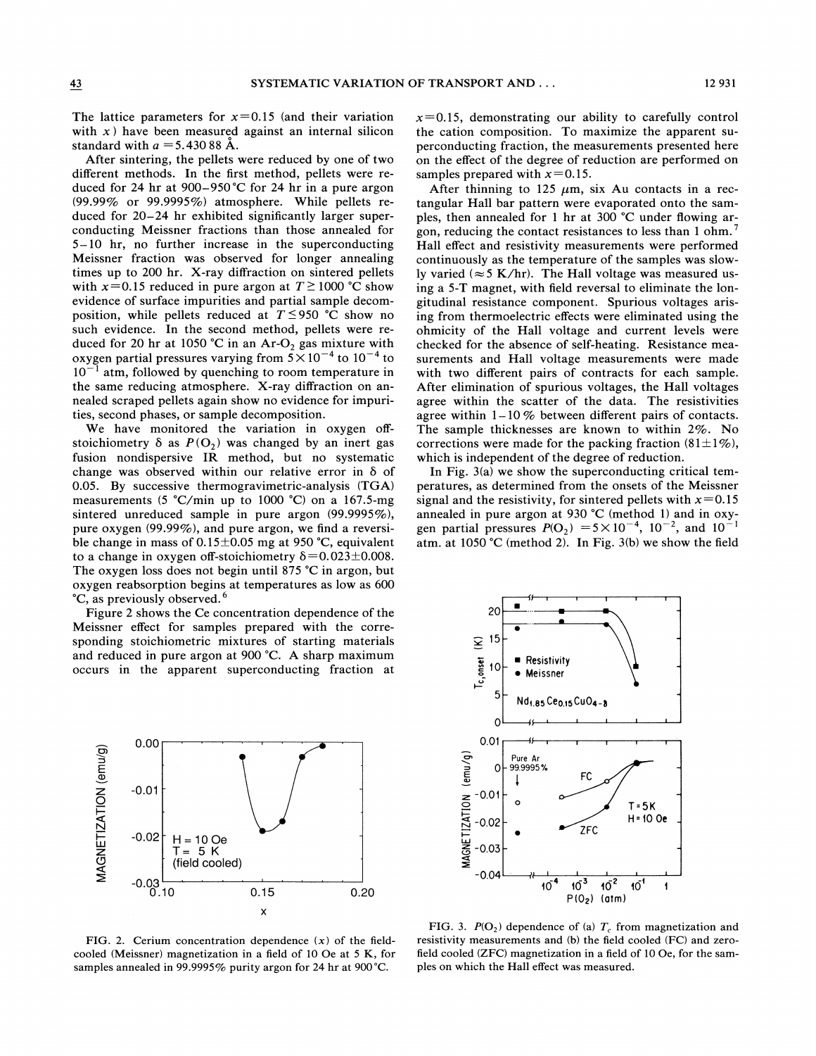The lattice parameters for $x=0.15$ (and their variation with $x$) have been measured against an internal silicon standard with $a=5.43088$ Å.

After sintering, the pellets were reduced by one of two different methods. In the first method, pellets were reduced for 24 hr at 900–950 °C for 24 hr in a pure argon (99.99% or 99.9995%) atmosphere. While pellets reduced for 20–24 hr exhibited significantly larger superconducting Meissner fractions than those annealed for 5–10 hr, no further increase in the superconducting Meissner fraction was observed for longer annealing times up to 200 hr. X-ray diffraction on sintered pellets with $x=0.15$ reduced in pure argon at $T \geq 1000$ °C show evidence of surface impurities and partial sample decomposition, while pellets reduced at $T \leq 950$ °C show no such evidence. In the second method, pellets were reduced for 20 hr at 1050 °C in an Ar-$O_2$ gas mixture with oxygen partial pressures varying from $5\times10^{-4}$ to $10^{-4}$ to $10^{-1}$ atm, followed by quenching to room temperature in the same reducing atmosphere. X-ray diffraction on annealed scraped pellets again show no evidence for impurities, second phases, or sample decomposition.

We have monitored the variation in oxygen off-stoichiometry $\delta$ as $P(O_2)$ was changed by an inert gas fusion nondispersive IR method, but no systematic change was observed within our relative error in $\delta$ of 0.05. By successive thermogravimetric-analysis (TGA) measurements (5 °C/min up to 1000 °C) on a 167.5-mg sintered unreduced sample in pure argon (99.9995%), pure oxygen (99.99%), and pure argon, we find a reversible change in mass of $0.15\pm0.05$ mg at 950 °C, equivalent to a change in oxygen off-stoichiometry $\delta=0.023\pm0.008$. The oxygen loss does not begin until 875 °C in argon, but oxygen reabsorption begins at temperatures as low as 600 °C, as previously observed.[6]

Figure 2 shows the Ce concentration dependence of the Meissner effect for samples prepared with the corresponding stoichiometric mixtures of starting materials and reduced in pure argon at 900 °C. A sharp maximum occurs in the apparent superconducting fraction at $x=0.15$, demonstrating our ability to carefully control the cation composition. To maximize the apparent superconducting fraction, the measurements presented here on the effect of the degree of reduction are performed on samples prepared with $x=0.15$.

After thinning to 125 $\mu$m, six Au contacts in a rectangular Hall bar pattern were evaporated onto the samples, then annealed for 1 hr at 300 °C under flowing argon, reducing the contact resistances to less than 1 ohm.[7] Hall effect and resistivity measurements were performed continuously as the temperature of the samples was slowly varied ($\approx 5$ K/hr). The Hall voltage was measured using a 5-T magnet, with field reversal to eliminate the longitudinal resistance component. Spurious voltages arising from thermoelectric effects were eliminated using the ohmicity of the Hall voltage and current levels were checked for the absence of self-heating. Resistance measurements and Hall voltage measurements were made with two different pairs of contracts for each sample. After elimination of spurious voltages, the Hall voltages agree within the scatter of the data. The resistivities agree within 1–10 % between different pairs of contacts. The sample thicknesses are known to within 2%. No corrections were made for the packing fraction ($81\pm1$%), which is independent of the degree of reduction.

In Fig. 3(a) we show the superconducting critical temperatures, as determined from the onsets of the Meissner signal and the resistivity, for sintered pellets with $x=0.15$ annealed in pure argon at 930 °C (method 1) and in oxygen partial pressures $P(O_2)=5\times10^{-4}$, $10^{-2}$, and $10^{-1}$ atm. at 1050 °C (method 2). In Fig. 3(b) we show the field

FIG. 2. Cerium concentration dependence ($x$) of the field-cooled (Meissner) magnetization in a field of 10 Oe at 5 K, for samples annealed in 99.9995% purity argon for 24 hr at 900 °C.

FIG. 3. $P(O_2)$ dependence of (a) $T_c$ from magnetization and resistivity measurements and (b) the field cooled (FC) and zero-field cooled (ZFC) magnetization in a field of 10 Oe, for the samples on which the Hall effect was measured.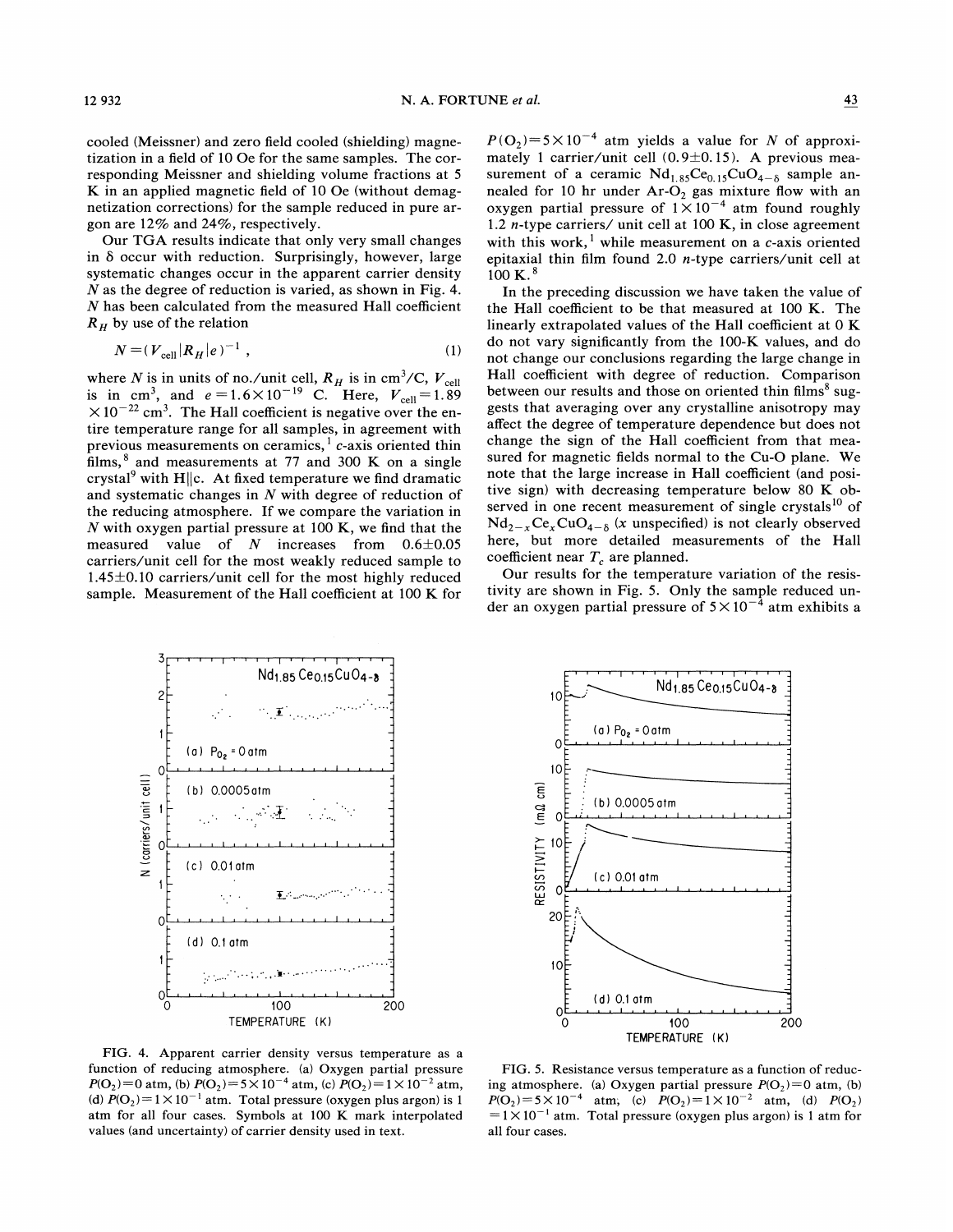cooled (Meissner) and zero field cooled (shielding) magnetization in a field of 10 Oe for the same samples. The corresponding Meissner and shielding volume fractions at 5 K in an applied magnetic field of 10 Oe (without demagnetization corrections) for the sample reduced in pure argon are 12% and 24%, respectively.

Our TGA results indicate that only very small changes in $\delta$ occur with reduction. Surprisingly, however, large systematic changes occur in the apparent carrier density $N$ as the degree of reduction is varied, as shown in Fig. 4. $N$ has been calculated from the measured Hall coefficient $R_H$ by use of the relation

$$N=(V_{\text{cell}}|R_H|e)^{-1}\,, \tag{1}$$

where $N$ is in units of no./unit cell, $R_H$ is in cm$^3$/C, $V_{\text{cell}}$ is in cm$^3$, and $e=1.6\times10^{-19}$ C. Here, $V_{\text{cell}}=1.89\times10^{-22}$ cm$^3$. The Hall coefficient is negative over the entire temperature range for all samples, in agreement with previous measurements on ceramics,[1] $c$-axis oriented thin films,[8] and measurements at 77 and 300 K on a single crystal[9] with H$\|$c. At fixed temperature we find dramatic and systematic changes in $N$ with degree of reduction of the reducing atmosphere. If we compare the variation in $N$ with oxygen partial pressure at 100 K, we find that the measured value of $N$ increases from $0.6\pm0.05$ carriers/unit cell for the most weakly reduced sample to $1.45\pm0.10$ carriers/unit cell for the most highly reduced sample. Measurement of the Hall coefficient at 100 K for $P(O_2)=5\times10^{-4}$ atm yields a value for $N$ of approximately 1 carrier/unit cell ($0.9\pm0.15$). A previous measurement of a ceramic $Nd_{1.85}Ce_{0.15}CuO_{4-\delta}$ sample annealed for 10 hr under Ar-$O_2$ gas mixture flow with an oxygen partial pressure of $1\times10^{-4}$ atm found roughly 1.2 $n$-type carriers/ unit cell at 100 K, in close agreement with this work,[1] while measurement on a $c$-axis oriented epitaxial thin film found 2.0 $n$-type carriers/unit cell at 100 K.[8]

In the preceding discussion we have taken the value of the Hall coefficient to be that measured at 100 K. The linearly extrapolated values of the Hall coefficient at 0 K do not vary significantly from the 100-K values, and do not change our conclusions regarding the large change in Hall coefficient with degree of reduction. Comparison between our results and those on oriented thin films[8] suggests that averaging over any crystalline anisotropy may affect the degree of temperature dependence but does not change the sign of the Hall coefficient from that measured for magnetic fields normal to the Cu-O plane. We note that the large increase in Hall coefficient (and positive sign) with decreasing temperature below 80 K observed in one recent measurement of single crystals[10] of $Nd_{2-x}Ce_xCuO_{4-\delta}$ ($x$ unspecified) is not clearly observed here, but more detailed measurements of the Hall coefficient near $T_c$ are planned.

Our results for the temperature variation of the resistivity are shown in Fig. 5. Only the sample reduced under an oxygen partial pressure of $5\times10^{-4}$ atm exhibits a

FIG. 4. Apparent carrier density versus temperature as a function of reducing atmosphere. (a) Oxygen partial pressure $P(O_2)=0$ atm, (b) $P(O_2)=5\times10^{-4}$ atm, (c) $P(O_2)=1\times10^{-2}$ atm, (d) $P(O_2)=1\times10^{-1}$ atm. Total pressure (oxygen plus argon) is 1 atm for all four cases. Symbols at 100 K mark interpolated values (and uncertainty) of carrier density used in text.

FIG. 5. Resistance versus temperature as a function of reducing atmosphere. (a) Oxygen partial pressure $P(O_2)=0$ atm, (b) $P(O_2)=5\times10^{-4}$ atm, (c) $P(O_2)=1\times10^{-2}$ atm, (d) $P(O_2)=1\times10^{-1}$ atm. Total pressure (oxygen plus argon) is 1 atm for all four cases.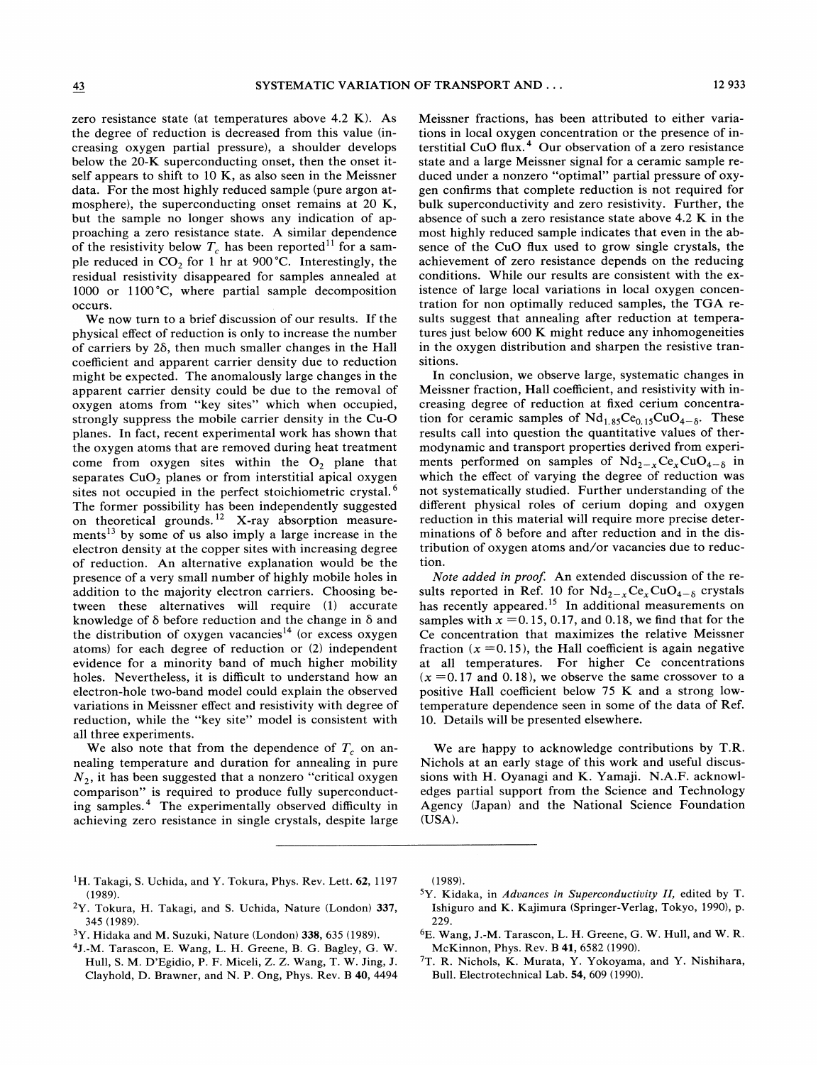zero resistance state (at temperatures above 4.2 K). As the degree of reduction is decreased from this value (increasing oxygen partial pressure), a shoulder develops below the 20-K superconducting onset, then the onset itself appears to shift to 10 K, as also seen in the Meissner data. For the most highly reduced sample (pure argon atmosphere), the superconducting onset remains at 20 K, but the sample no longer shows any indication of approaching a zero resistance state. A similar dependence of the resistivity below $T_c$ has been reported[11] for a sample reduced in $CO_2$ for 1 hr at 900 °C. Interestingly, the residual resistivity disappeared for samples annealed at 1000 or 1100 °C, where partial sample decomposition occurs.

We now turn to a brief discussion of our results. If the physical effect of reduction is only to increase the number of carriers by $2\delta$, then much smaller changes in the Hall coefficient and apparent carrier density due to reduction might be expected. The anomalously large changes in the apparent carrier density could be due to the removal of oxygen atoms from "key sites" which when occupied, strongly suppress the mobile carrier density in the Cu-O planes. In fact, recent experimental work has shown that the oxygen atoms that are removed during heat treatment come from oxygen sites within the $O_2$ plane that separates $CuO_2$ planes or from interstitial apical oxygen sites not occupied in the perfect stoichiometric crystal.[6] The former possibility has been independently suggested on theoretical grounds.[12] X-ray absorption measurements[13] by some of us also imply a large increase in the electron density at the copper sites with increasing degree of reduction. An alternative explanation would be the presence of a very small number of highly mobile holes in addition to the majority electron carriers. Choosing between these alternatives will require (1) accurate knowledge of $\delta$ before reduction and the change in $\delta$ and the distribution of oxygen vacancies[14] (or excess oxygen atoms) for each degree of reduction or (2) independent evidence for a minority band of much higher mobility holes. Nevertheless, it is difficult to understand how an electron-hole two-band model could explain the observed variations in Meissner effect and resistivity with degree of reduction, while the "key site" model is consistent with all three experiments.

We also note that from the dependence of $T_c$ on annealing temperature and duration for annealing in pure $N_2$, it has been suggested that a nonzero "critical oxygen comparison" is required to produce fully superconducting samples.[4] The experimentally observed difficulty in achieving zero resistance in single crystals, despite large Meissner fractions, has been attributed to either variations in local oxygen concentration or the presence of interstitial CuO flux.[4] Our observation of a zero resistance state and a large Meissner signal for a ceramic sample reduced under a nonzero "optimal" partial pressure of oxygen confirms that complete reduction is not required for bulk superconductivity and zero resistivity. Further, the absence of such a zero resistance state above 4.2 K in the most highly reduced sample indicates that even in the absence of the CuO flux used to grow single crystals, the achievement of zero resistance depends on the reducing conditions. While our results are consistent with the existence of large local variations in local oxygen concentration for non optimally reduced samples, the TGA results suggest that annealing after reduction at temperatures just below 600 K might reduce any inhomogeneities in the oxygen distribution and sharpen the resistive transitions.

In conclusion, we observe large, systematic changes in Meissner fraction, Hall coefficient, and resistivity with increasing degree of reduction at fixed cerium concentration for ceramic samples of $Nd_{1.85}Ce_{0.15}CuO_{4-\delta}$. These results call into question the quantitative values of thermodynamic and transport properties derived from experiments performed on samples of $Nd_{2-x}Ce_xCuO_{4-\delta}$ in which the effect of varying the degree of reduction was not systematically studied. Further understanding of the different physical roles of cerium doping and oxygen reduction in this material will require more precise determinations of $\delta$ before and after reduction and in the distribution of oxygen atoms and/or vacancies due to reduction.

*Note added in proof.* An extended discussion of the results reported in Ref. 10 for $Nd_{2-x}Ce_xCuO_{4-\delta}$ crystals has recently appeared.[15] In additional measurements on samples with $x = 0.15$, 0.17, and 0.18, we find that for the Ce concentration that maximizes the relative Meissner fraction ($x = 0.15$), the Hall coefficient is again negative at all temperatures. For higher Ce concentrations ($x = 0.17$ and 0.18), we observe the same crossover to a positive Hall coefficient below 75 K and a strong low-temperature dependence seen in some of the data of Ref. 10. Details will be presented elsewhere.

We are happy to acknowledge contributions by T.R. Nichols at an early stage of this work and useful discussions with H. Oyanagi and K. Yamaji. N.A.F. acknowledges partial support from the Science and Technology Agency (Japan) and the National Science Foundation (USA).

---

[1] H. Takagi, S. Uchida, and Y. Tokura, Phys. Rev. Lett. **62**, 1197 (1989).

[2] Y. Tokura, H. Takagi, and S. Uchida, Nature (London) **337**, 345 (1989).

[3] Y. Hidaka and M. Suzuki, Nature (London) **338**, 635 (1989).

[4] J.-M. Tarascon, E. Wang, L. H. Greene, B. G. Bagley, G. W. Hull, S. M. D'Egidio, P. F. Miceli, Z. Z. Wang, T. W. Jing, J. Clayhold, D. Brawner, and N. P. Ong, Phys. Rev. B **40**, 4494 (1989).

[5] Y. Kidaka, in *Advances in Superconductivity II*, edited by T. Ishiguro and K. Kajimura (Springer-Verlag, Tokyo, 1990), p. 229.

[6] E. Wang, J.-M. Tarascon, L. H. Greene, G. W. Hull, and W. R. McKinnon, Phys. Rev. B **41**, 6582 (1990).

[7] T. R. Nichols, K. Murata, Y. Yokoyama, and Y. Nishihara, Bull. Electrotechnical Lab. **54**, 609 (1990).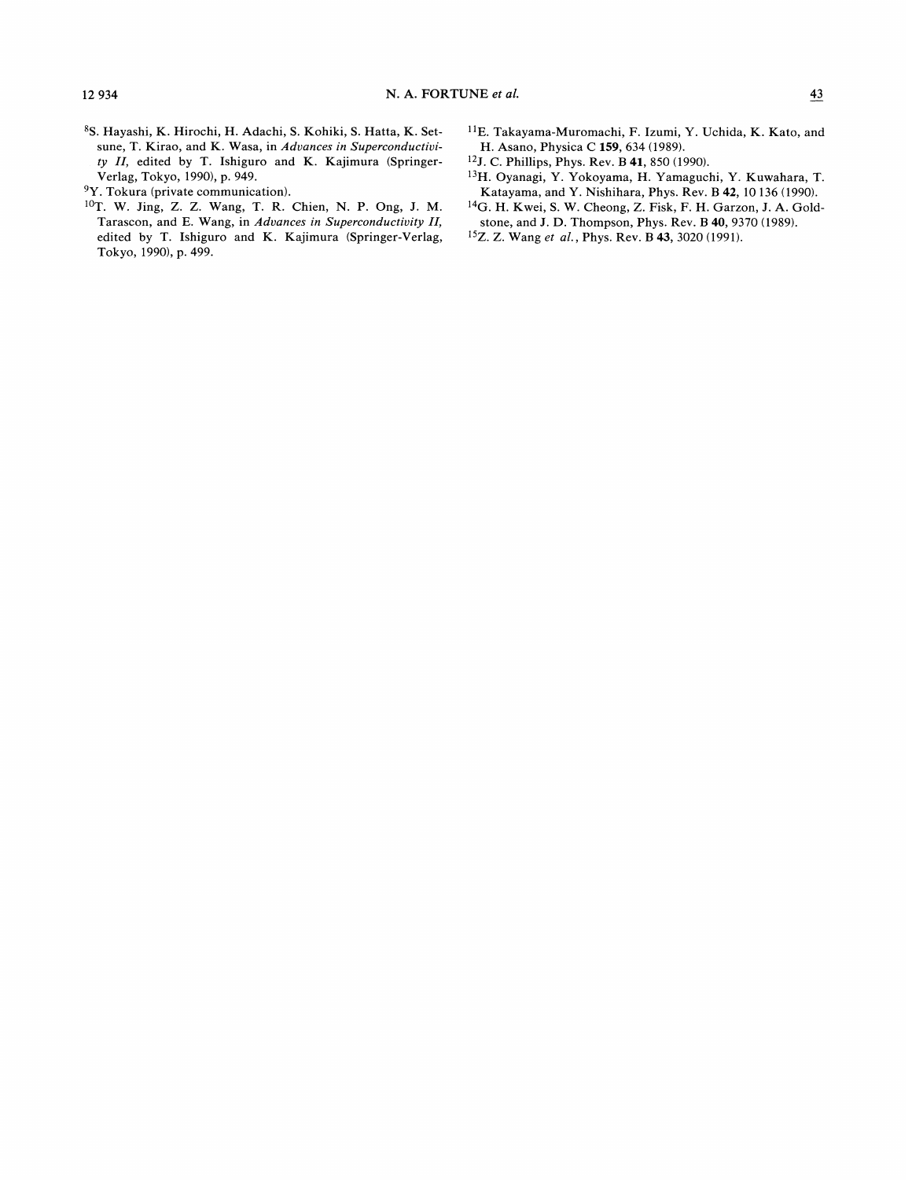[8]S. Hayashi, K. Hirochi, H. Adachi, S. Kohiki, S. Hatta, K. Setsune, T. Kirao, and K. Wasa, in *Advances in Superconductivity II,* edited by T. Ishiguro and K. Kajimura (Springer-Verlag, Tokyo, 1990), p. 949.

[9]Y. Tokura (private communication).

[10]T. W. Jing, Z. Z. Wang, T. R. Chien, N. P. Ong, J. M. Tarascon, and E. Wang, in *Advances in Superconductivity II,* edited by T. Ishiguro and K. Kajimura (Springer-Verlag, Tokyo, 1990), p. 499.

[11]E. Takayama-Muromachi, F. Izumi, Y. Uchida, K. Kato, and H. Asano, Physica C **159**, 634 (1989).

[12]J. C. Phillips, Phys. Rev. B **41**, 850 (1990).

[13]H. Oyanagi, Y. Yokoyama, H. Yamaguchi, Y. Kuwahara, T. Katayama, and Y. Nishihara, Phys. Rev. B **42**, 10 136 (1990).

[14]G. H. Kwei, S. W. Cheong, Z. Fisk, F. H. Garzon, J. A. Goldstone, and J. D. Thompson, Phys. Rev. B **40**, 9370 (1989).

[15]Z. Z. Wang *et al.*, Phys. Rev. B **43**, 3020 (1991).